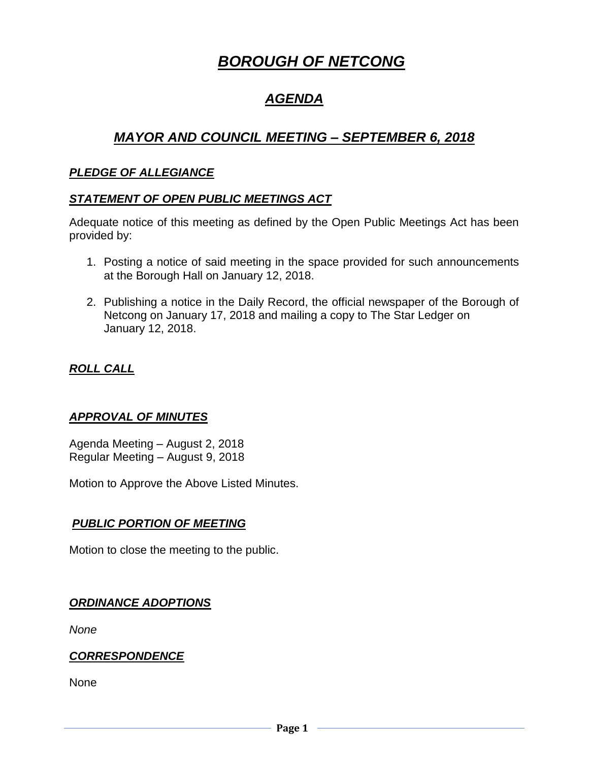# ***BOROUGH OF NETCONG***

## ***AGENDA***

## ***MAYOR AND COUNCIL MEETING – SEPTEMBER 6, 2018***

### ***PLEDGE OF ALLEGIANCE***

### ***STATEMENT OF OPEN PUBLIC MEETINGS ACT***

Adequate notice of this meeting as defined by the Open Public Meetings Act has been provided by:

1. Posting a notice of said meeting in the space provided for such announcements at the Borough Hall on January 12, 2018.
2. Publishing a notice in the Daily Record, the official newspaper of the Borough of Netcong on January 17, 2018 and mailing a copy to The Star Ledger on January 12, 2018.

### ***ROLL CALL***

### ***APPROVAL OF MINUTES***

Agenda Meeting – August 2, 2018
Regular Meeting – August 9, 2018

Motion to Approve the Above Listed Minutes.

### ***PUBLIC PORTION OF MEETING***

Motion to close the meeting to the public.

### ***ORDINANCE ADOPTIONS***

*None*

### ***CORRESPONDENCE***

None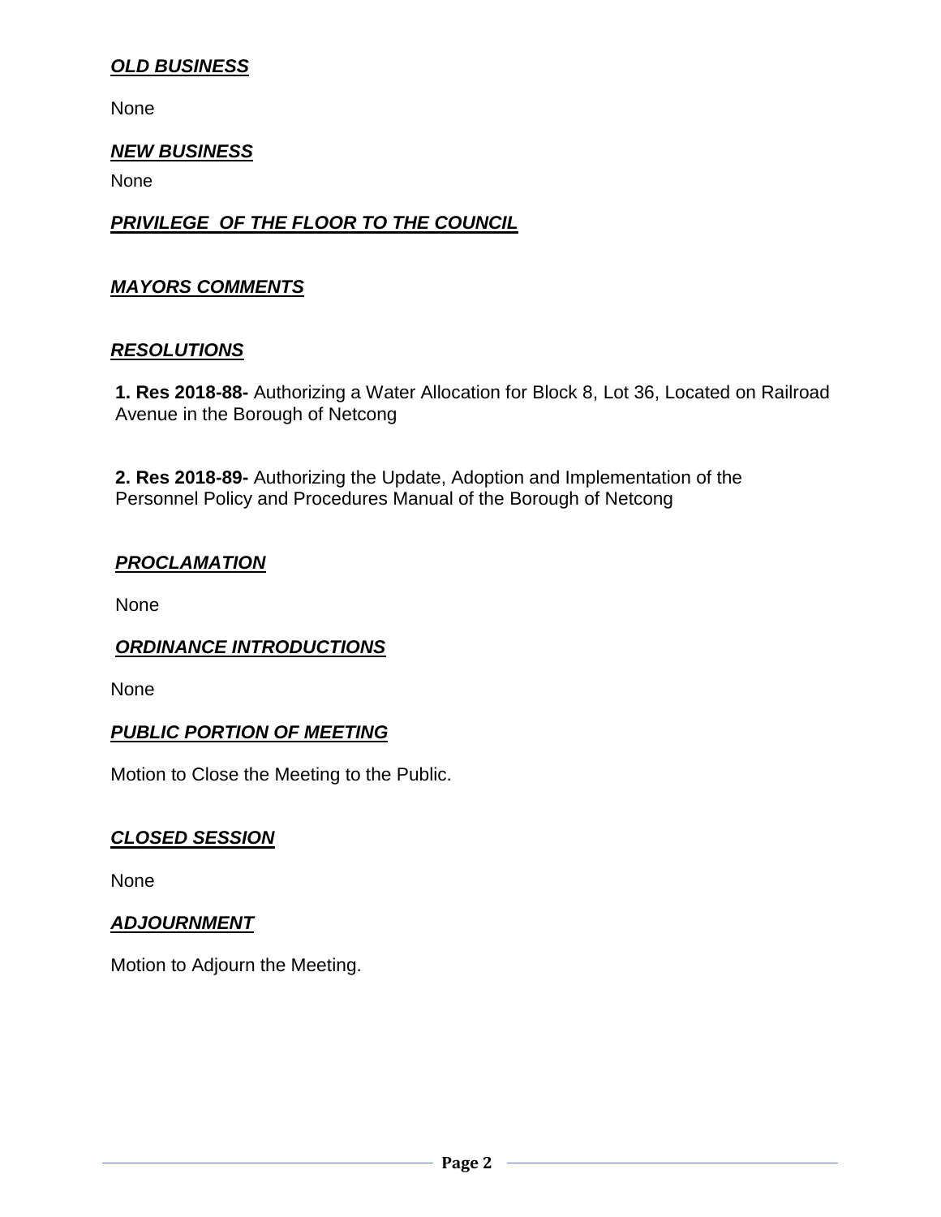***OLD BUSINESS***

None

***NEW BUSINESS***

None

***PRIVILEGE OF THE FLOOR TO THE COUNCIL***

***MAYORS COMMENTS***

***RESOLUTIONS***

**1. Res 2018-88-** Authorizing a Water Allocation for Block 8, Lot 36, Located on Railroad Avenue in the Borough of Netcong

**2. Res 2018-89-** Authorizing the Update, Adoption and Implementation of the Personnel Policy and Procedures Manual of the Borough of Netcong

***PROCLAMATION***

None

***ORDINANCE INTRODUCTIONS***

None

***PUBLIC PORTION OF MEETING***

Motion to Close the Meeting to the Public.

***CLOSED SESSION***

None

***ADJOURNMENT***

Motion to Adjourn the Meeting.